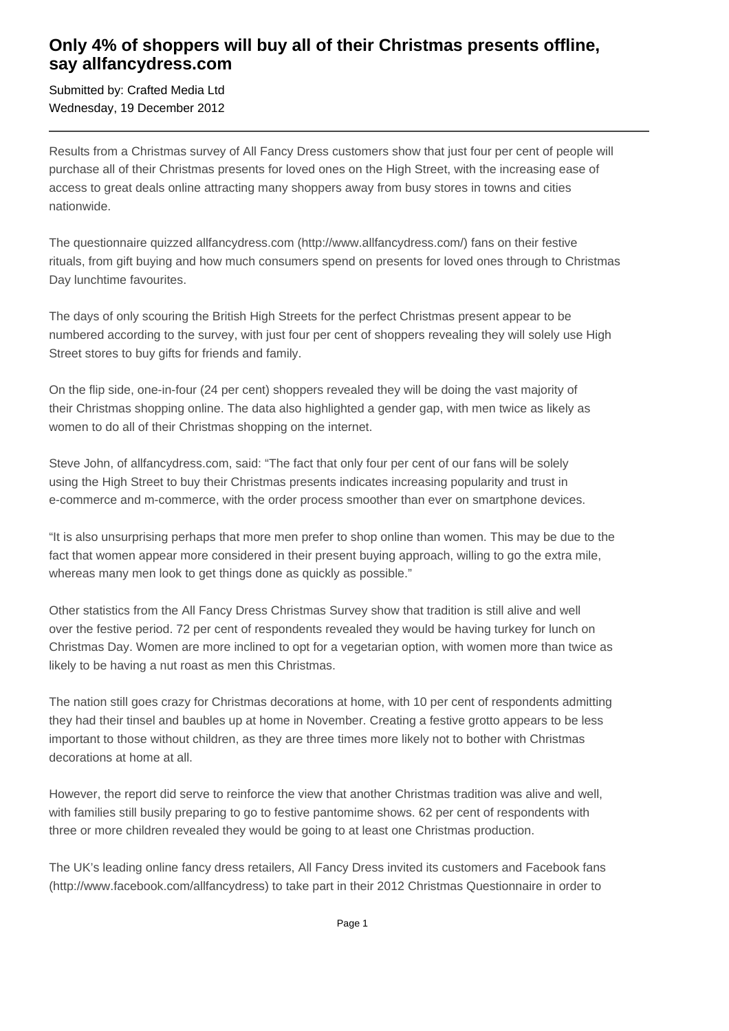# Only 4% of shoppers will buy all of their Christmas presents offline, say allfancydress.com

Submitted by: Crafted Media Ltd
Wednesday, 19 December 2012

---

Results from a Christmas survey of All Fancy Dress customers show that just four per cent of people will purchase all of their Christmas presents for loved ones on the High Street, with the increasing ease of access to great deals online attracting many shoppers away from busy stores in towns and cities nationwide.

The questionnaire quizzed allfancydress.com (http://www.allfancydress.com/) fans on their festive rituals, from gift buying and how much consumers spend on presents for loved ones through to Christmas Day lunchtime favourites.

The days of only scouring the British High Streets for the perfect Christmas present appear to be numbered according to the survey, with just four per cent of shoppers revealing they will solely use High Street stores to buy gifts for friends and family.

On the flip side, one-in-four (24 per cent) shoppers revealed they will be doing the vast majority of their Christmas shopping online. The data also highlighted a gender gap, with men twice as likely as women to do all of their Christmas shopping on the internet.

Steve John, of allfancydress.com, said: "The fact that only four per cent of our fans will be solely using the High Street to buy their Christmas presents indicates increasing popularity and trust in e-commerce and m-commerce, with the order process smoother than ever on smartphone devices.

"It is also unsurprising perhaps that more men prefer to shop online than women. This may be due to the fact that women appear more considered in their present buying approach, willing to go the extra mile, whereas many men look to get things done as quickly as possible."

Other statistics from the All Fancy Dress Christmas Survey show that tradition is still alive and well over the festive period. 72 per cent of respondents revealed they would be having turkey for lunch on Christmas Day. Women are more inclined to opt for a vegetarian option, with women more than twice as likely to be having a nut roast as men this Christmas.

The nation still goes crazy for Christmas decorations at home, with 10 per cent of respondents admitting they had their tinsel and baubles up at home in November. Creating a festive grotto appears to be less important to those without children, as they are three times more likely not to bother with Christmas decorations at home at all.

However, the report did serve to reinforce the view that another Christmas tradition was alive and well, with families still busily preparing to go to festive pantomime shows. 62 per cent of respondents with three or more children revealed they would be going to at least one Christmas production.

The UK's leading online fancy dress retailers, All Fancy Dress invited its customers and Facebook fans (http://www.facebook.com/allfancydress) to take part in their 2012 Christmas Questionnaire in order to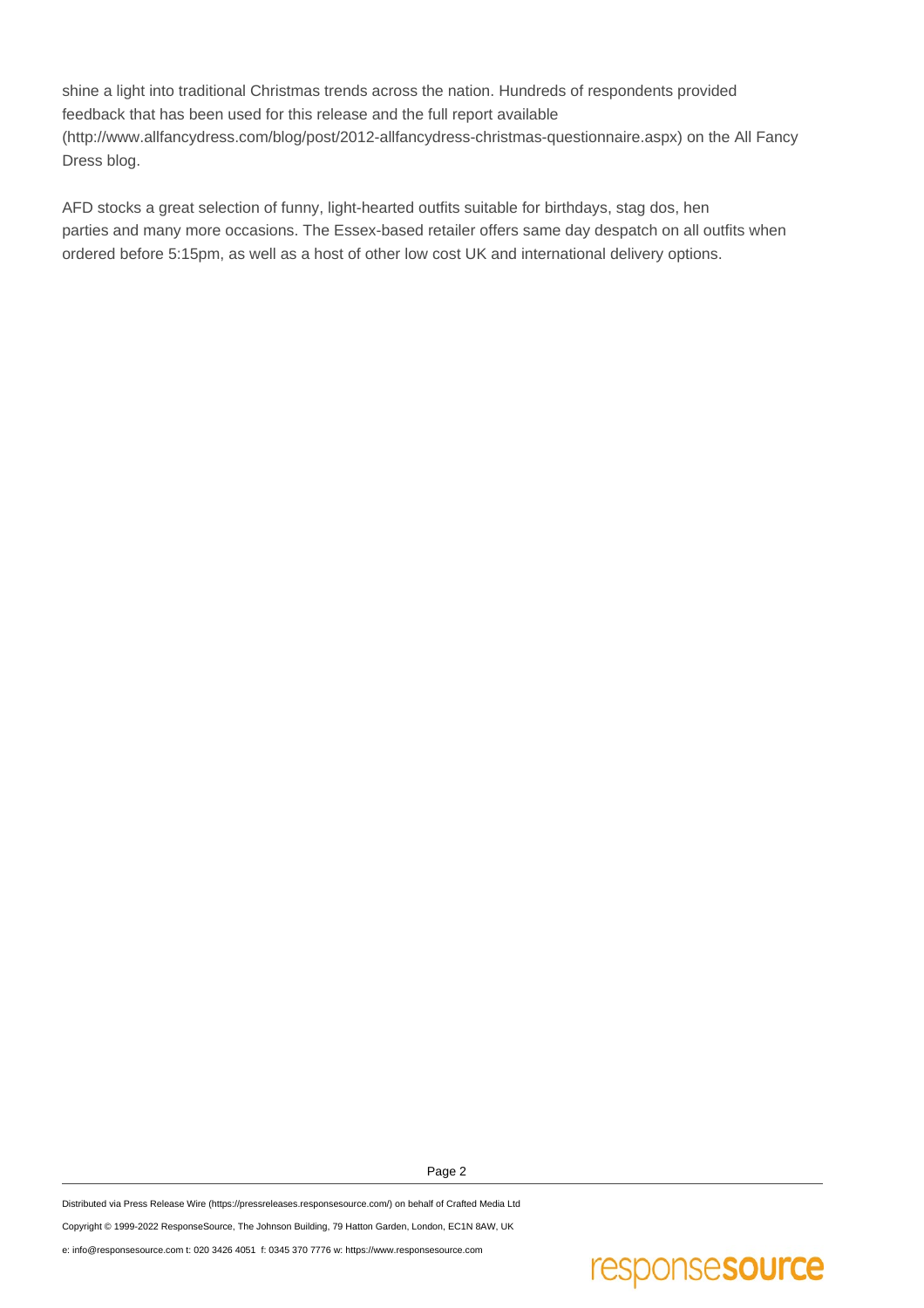shine a light into traditional Christmas trends across the nation. Hundreds of respondents provided feedback that has been used for this release and the full report available (http://www.allfancydress.com/blog/post/2012-allfancydress-christmas-questionnaire.aspx) on the All Fancy Dress blog.

AFD stocks a great selection of funny, light-hearted outfits suitable for birthdays, stag dos, hen parties and many more occasions. The Essex-based retailer offers same day despatch on all outfits when ordered before 5:15pm, as well as a host of other low cost UK and international delivery options.